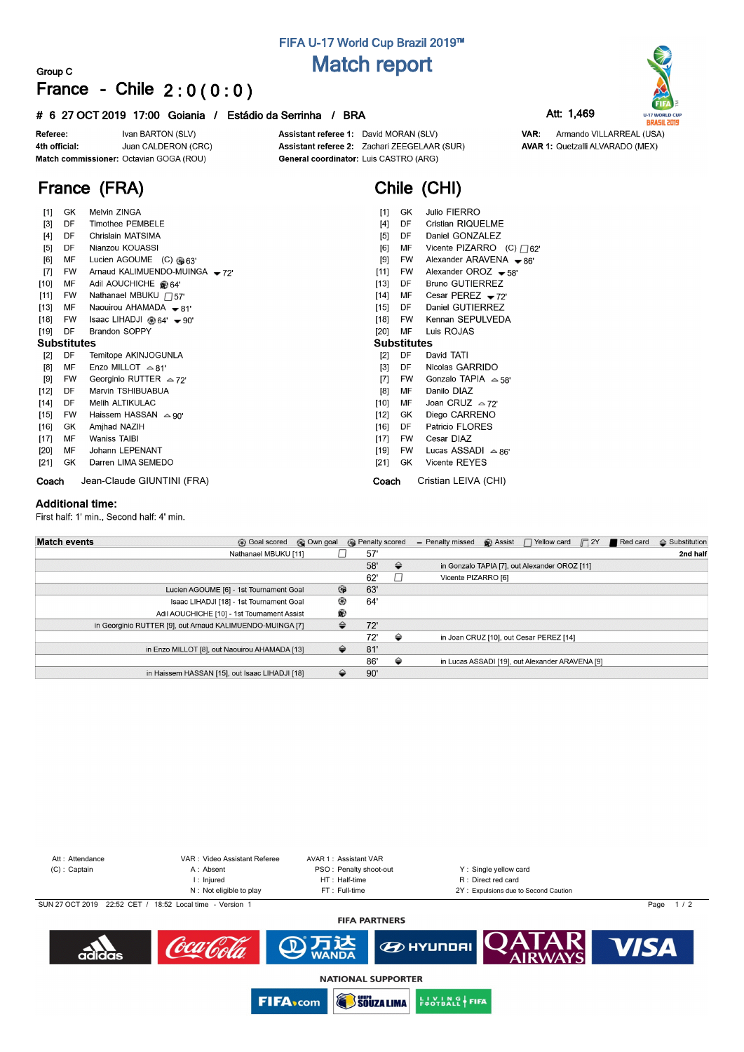# FIFA U-17 World Cup Brazil 2019™

# Match report

Group C

## France - Chile 2 : 0 ( 0 : 0 )

**# 6 27 OCT 2019 17:00 Goiania / Estádio da Serrinha / BRA**

Att: 1,469

**Referee:** Ivan BARTON (SLV)
**4th official:** Juan CALDERON (CRC)
**Match commissioner:** Octavian GOGA (ROU)
**Assistant referee 1:** David MORAN (SLV)
**Assistant referee 2:** Zachari ZEEGELAAR (SUR)
**General coordinator:** Luis CASTRO (ARG)
**VAR:** Armando VILLARREAL (USA)
**AVAR 1:** Quetzalli ALVARADO (MEX)

## France (FRA)

| # | Pos | Name | Events |
|---|---|---|---|
| [1] | GK | Melvin ZINGA | |
| [3] | DF | Timothee PEMBELE | |
| [4] | DF | Chrislain MATSIMA | |
| [5] | DF | Nianzou KOUASSI | |
| [6] | MF | Lucien AGOUME (C) | Goal 63' |
| [7] | FW | Arnaud KALIMUENDO-MUINGA | Out 72' |
| [10] | MF | Adil AOUCHICHE | Assist 64' |
| [11] | FW | Nathanael MBUKU | Yellow card 57' |
| [13] | MF | Naouirou AHAMADA | Out 81' |
| [18] | FW | Isaac LIHADJI | Goal 64', Out 90' |
| [19] | DF | Brandon SOPPY | |

**Substitutes**

| # | Pos | Name | Events |
|---|---|---|---|
| [2] | DF | Temitope AKINJOGUNLA | |
| [8] | MF | Enzo MILLOT | In 81' |
| [9] | FW | Georginio RUTTER | In 72' |
| [12] | DF | Marvin TSHIBUABUA | |
| [14] | DF | Melih ALTIKULAC | |
| [15] | FW | Haissem HASSAN | In 90' |
| [16] | GK | Amjhad NAZIH | |
| [17] | MF | Waniss TAIBI | |
| [20] | MF | Johann LEPENANT | |
| [21] | GK | Darren LIMA SEMEDO | |

**Coach** Jean-Claude GIUNTINI (FRA)

## Chile (CHI)

| # | Pos | Name | Events |
|---|---|---|---|
| [1] | GK | Julio FIERRO | |
| [4] | DF | Cristian RIQUELME | |
| [5] | DF | Daniel GONZALEZ | |
| [6] | MF | Vicente PIZARRO (C) | Yellow card 62' |
| [9] | FW | Alexander ARAVENA | Out 86' |
| [11] | FW | Alexander OROZ | Out 58' |
| [13] | DF | Bruno GUTIERREZ | |
| [14] | MF | Cesar PEREZ | Out 72' |
| [15] | DF | Daniel GUTIERREZ | |
| [18] | FW | Kennan SEPULVEDA | |
| [20] | MF | Luis ROJAS | |

**Substitutes**

| # | Pos | Name | Events |
|---|---|---|---|
| [2] | DF | David TATI | |
| [3] | DF | Nicolas GARRIDO | |
| [7] | FW | Gonzalo TAPIA | In 58' |
| [8] | MF | Danilo DIAZ | |
| [10] | MF | Joan CRUZ | In 72' |
| [12] | GK | Diego CARRENO | |
| [16] | DF | Patricio FLORES | |
| [17] | FW | Cesar DIAZ | |
| [19] | FW | Lucas ASSADI | In 86' |
| [21] | GK | Vicente REYES | |

**Coach** Cristian LEIVA (CHI)

### Additional time:

First half: 1' min., Second half: 4' min.

### Match events

Legend: Goal scored, Own goal, Penalty scored, Penalty missed, Assist, Yellow card, 2Y, Red card, Substitution

**2nd half**

| France | Event | Minute | Event | Chile |
|---|---|---|---|---|
| Nathanael MBUKU [11] | Yellow card | 57' | | |
| | | 58' | Substitution | in Gonzalo TAPIA [7], out Alexander OROZ [11] |
| | | 62' | Yellow card | Vicente PIZARRO [6] |
| Lucien AGOUME [6] - 1st Tournament Goal | Goal | 63' | | |
| Isaac LIHADJI [18] - 1st Tournament Goal | Goal | 64' | | |
| Adil AOUCHICHE [10] - 1st Tournament Assist | Assist | | | |
| in Georginio RUTTER [9], out Arnaud KALIMUENDO-MUINGA [7] | Substitution | 72' | | |
| | | 72' | Substitution | in Joan CRUZ [10], out Cesar PEREZ [14] |
| in Enzo MILLOT [8], out Naouirou AHAMADA [13] | Substitution | 81' | | |
| | | 86' | Substitution | in Lucas ASSADI [19], out Alexander ARAVENA [9] |
| in Haissem HASSAN [15], out Isaac LIHADJI [18] | Substitution | 90' | | |

Att : Attendance
(C) : Captain
VAR : Video Assistant Referee
A : Absent
I : Injured
N : Not eligible to play
AVAR 1 : Assistant VAR
PSO : Penalty shoot-out
HT : Half-time
FT : Full-time
Y : Single yellow card
R : Direct red card
2Y : Expulsions due to Second Caution

SUN 27 OCT 2019 22:52 CET / 18:52 Local time - Version 1

FIFA PARTNERS

NATIONAL SUPPORTER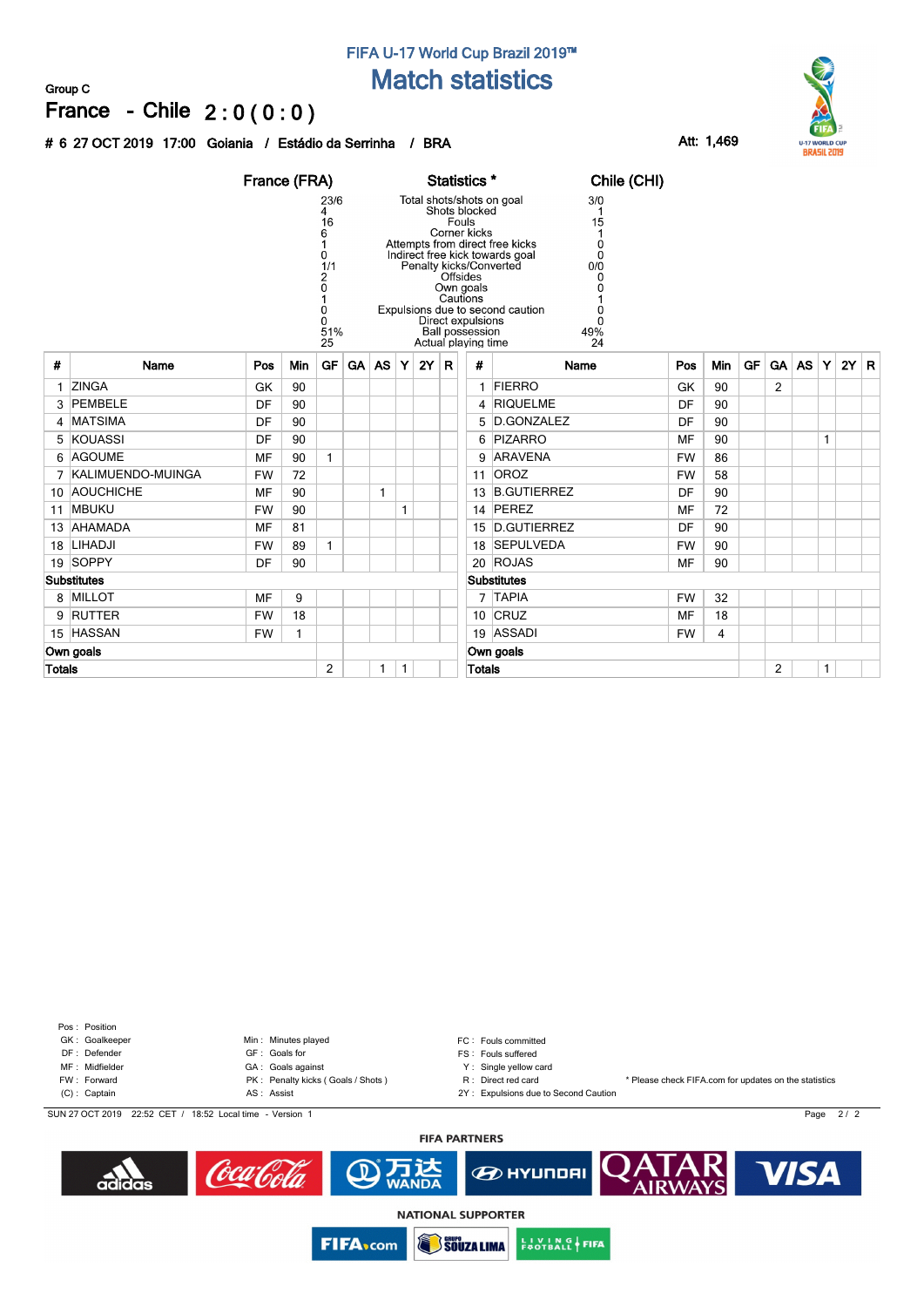FIFA U-17 World Cup Brazil 2019™

# Match statistics

Group C

**France - Chile 2 : 0 ( 0 : 0 )**

**# 6 27 OCT 2019 17:00 Goiania / Estádio da Serrinha / BRA** Att: 1,469

| France (FRA) | Statistics * | Chile (CHI) |
|---|---|---|
| 23/6 | Total shots/shots on goal | 3/0 |
| 4 | Shots blocked | 1 |
| 16 | Fouls | 15 |
| 6 | Corner kicks | 1 |
| 1 | Attempts from direct free kicks | 0 |
| 0 | Indirect free kick towards goal | 0 |
| 1/1 | Penalty kicks/Converted | 0/0 |
| 2 | Offsides | 0 |
| 0 | Own goals | 0 |
| 1 | Cautions | 1 |
| 0 | Expulsions due to second caution | 0 |
| 0 | Direct expulsions | 0 |
| 51% | Ball possession | 49% |
| 25 | Actual playing time | 24 |

**France (FRA)**

| # | Name | Pos | Min | GF | GA | AS | Y | 2Y | R |
|---|---|---|---|---|---|---|---|---|---|
| 1 | ZINGA | GK | 90 | | | | | | |
| 3 | PEMBELE | DF | 90 | | | | | | |
| 4 | MATSIMA | DF | 90 | | | | | | |
| 5 | KOUASSI | DF | 90 | | | | | | |
| 6 | AGOUME | MF | 90 | 1 | | | | | |
| 7 | KALIMUENDO-MUINGA | FW | 72 | | | | | | |
| 10 | AOUCHICHE | MF | 90 | | | 1 | | | |
| 11 | MBUKU | FW | 90 | | | | 1 | | |
| 13 | AHAMADA | MF | 81 | | | | | | |
| 18 | LIHADJI | FW | 89 | 1 | | | | | |
| 19 | SOPPY | DF | 90 | | | | | | |
| **Substitutes** | | | | | | | | | |
| 8 | MILLOT | MF | 9 | | | | | | |
| 9 | RUTTER | FW | 18 | | | | | | |
| 15 | HASSAN | FW | 1 | | | | | | |
| **Own goals** | | | | | | | | | |
| **Totals** | | | | 2 | | 1 | 1 | | |

**Chile (CHI)**

| # | Name | Pos | Min | GF | GA | AS | Y | 2Y | R |
|---|---|---|---|---|---|---|---|---|---|
| 1 | FIERRO | GK | 90 | | 2 | | | | |
| 4 | RIQUELME | DF | 90 | | | | | | |
| 5 | D.GONZALEZ | DF | 90 | | | | | | |
| 6 | PIZARRO | MF | 90 | | | | 1 | | |
| 9 | ARAVENA | FW | 86 | | | | | | |
| 11 | OROZ | FW | 58 | | | | | | |
| 13 | B.GUTIERREZ | DF | 90 | | | | | | |
| 14 | PEREZ | MF | 72 | | | | | | |
| 15 | D.GUTIERREZ | DF | 90 | | | | | | |
| 18 | SEPULVEDA | FW | 90 | | | | | | |
| 20 | ROJAS | MF | 90 | | | | | | |
| **Substitutes** | | | | | | | | | |
| 7 | TAPIA | FW | 32 | | | | | | |
| 10 | CRUZ | MF | 18 | | | | | | |
| 19 | ASSADI | FW | 4 | | | | | | |
| **Own goals** | | | | | | | | | |
| **Totals** | | | | | 2 | | 1 | | |

Pos : Position
GK : Goalkeeper
DF : Defender
MF : Midfielder
FW : Forward
(C) : Captain

Min : Minutes played
GF : Goals for
GA : Goals against
PK : Penalty kicks ( Goals / Shots )
AS : Assist

FC : Fouls committed
FS : Fouls suffered
Y : Single yellow card
R : Direct red card
2Y : Expulsions due to Second Caution

\* Please check FIFA.com for updates on the statistics

SUN 27 OCT 2019 22:52 CET / 18:52 Local time - Version 1

FIFA PARTNERS

NATIONAL SUPPORTER